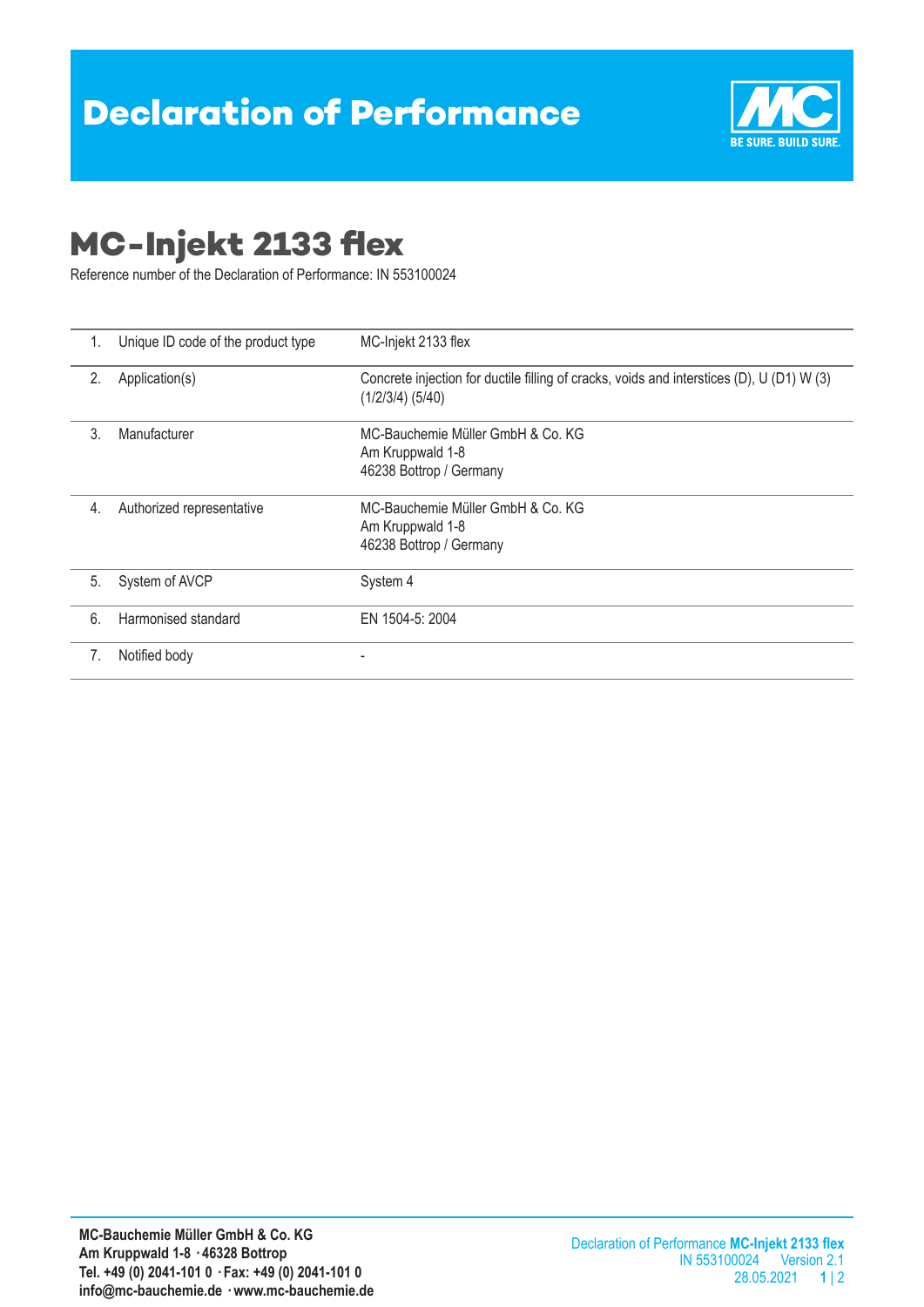# Declaration of Performance

## MC-Injekt 2133 flex

Reference number of the Declaration of Performance: IN 553100024

| | | |
|---|---|---|
| 1. | Unique ID code of the product type | MC-Injekt 2133 flex |
| 2. | Application(s) | Concrete injection for ductile filling of cracks, voids and interstices (D), U (D1) W (3) (1/2/3/4) (5/40) |
| 3. | Manufacturer | MC-Bauchemie Müller GmbH & Co. KG<br>Am Kruppwald 1-8<br>46238 Bottrop / Germany |
| 4. | Authorized representative | MC-Bauchemie Müller GmbH & Co. KG<br>Am Kruppwald 1-8<br>46238 Bottrop / Germany |
| 5. | System of AVCP | System 4 |
| 6. | Harmonised standard | EN 1504-5: 2004 |
| 7. | Notified body | - |

**MC-Bauchemie Müller GmbH & Co. KG**
**Am Kruppwald 1-8 · 46328 Bottrop**
**Tel. +49 (0) 2041-101 0 · Fax: +49 (0) 2041-101 0**
**info@mc-bauchemie.de · www.mc-bauchemie.de**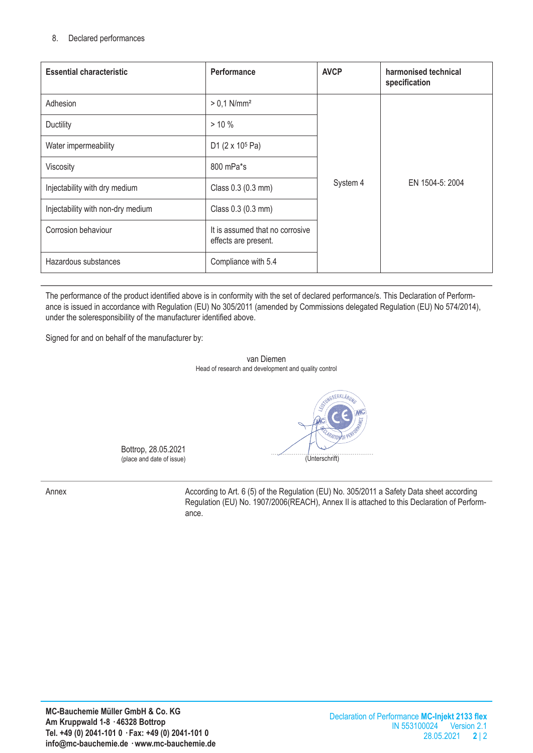8. Declared performances

| Essential characteristic | Performance | AVCP | harmonised technical specification |
|---|---|---|---|
| Adhesion | > 0,1 N/mm² | System 4 | EN 1504-5: 2004 |
| Ductility | > 10 % | | |
| Water impermeability | D1 (2 x $10^5$ Pa) | | |
| Viscosity | 800 mPa*s | | |
| Injectability with dry medium | Class 0.3 (0.3 mm) | | |
| Injectability with non-dry medium | Class 0.3 (0.3 mm) | | |
| Corrosion behaviour | It is assumed that no corrosive effects are present. | | |
| Hazardous substances | Compliance with 5.4 | | |

The performance of the product identified above is in conformity with the set of declared performance/s. This Declaration of Performance is issued in accordance with Regulation (EU) No 305/2011 (amended by Commissions delegated Regulation (EU) No 574/2014), under the soleresponsibility of the manufacturer identified above.

Signed for and on behalf of the manufacturer by:

van Diemen
Head of research and development and quality control

Bottrop, 28.05.2021
(place and date of issue)

(Unterschrift)

Annex

According to Art. 6 (5) of the Regulation (EU) No. 305/2011 a Safety Data sheet according Regulation (EU) No. 1907/2006(REACH), Annex II is attached to this Declaration of Performance.

**MC-Bauchemie Müller GmbH & Co. KG**
**Am Kruppwald 1-8 · 46328 Bottrop**
**Tel. +49 (0) 2041-101 0 · Fax: +49 (0) 2041-101 0**
**info@mc-bauchemie.de · www.mc-bauchemie.de**

Declaration of Performance **MC-Injekt 2133 flex**
IN 553100024 Version 2.1
28.05.2021